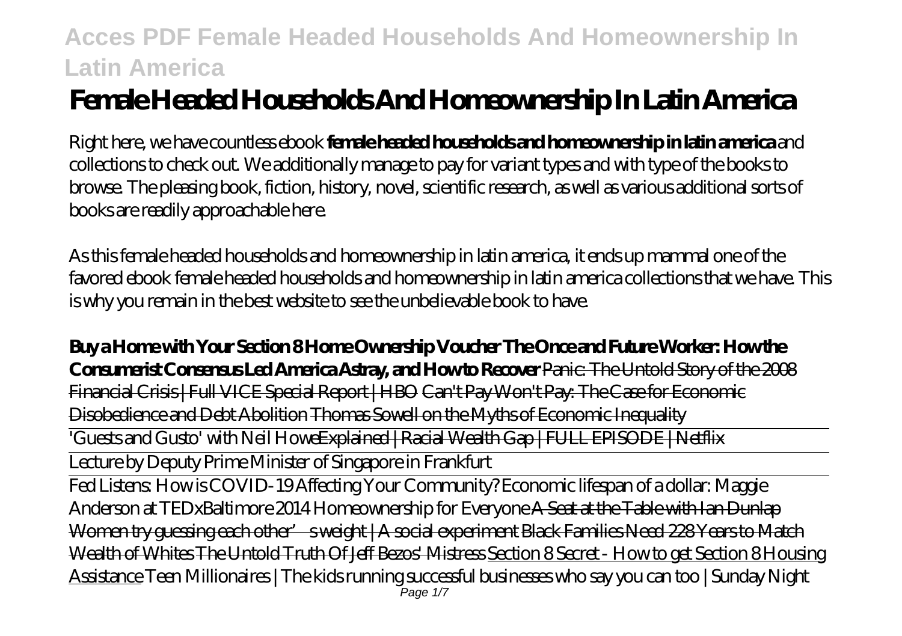# Female Headed Households And Homeownership In Latin America

Right here, we have countless ebook **female headed households and homeownership in latin america** and collections to check out. We additionally manage to pay for variant types and with type of the books to browse. The pleasing book, fiction, history, novel, scientific research, as well as various additional sorts of books are readily approachable here.

As this female headed households and homeownership in latin america, it ends up mammal one of the favored ebook female headed households and homeownership in latin america collections that we have. This is why you remain in the best website to see the unbelievable book to have.

**Buy a Home with Your Section 8 Home Ownership Voucher The Once and Future Worker: How the Consumerist Consensus Led America Astray, and How to Recover** Panic: The Untold Story of the 2008 Financial Crisis | Full VICE Special Report | HBO Can't Pay Won't Pay: The Case for Economic Disobedience and Debt Abolition Thomas Sowell on the Myths of Economic Inequality

'Guests and Gusto' with Neil HoweExplained | Racial Wealth Gap | FULL EPISODE | Netflix

Lecture by Deputy Prime Minister of Singapore in Frankfurt

Fed Listens: How is COVID-19 Affecting Your Community? *Economic lifespan of a dollar: Maggie Anderson at TEDxBaltimore 2014 Homeownership for Everyone* A Seat at the Table with Ian Dunlap Women try guessing each other's weight | A social experiment Black Families Need 228 Years to Match Wealth of Whites The Untold Truth Of Jeff Bezos' Mistress Section 8 Secret - How to get Section 8 Housing Assistance *Teen Millionaires | The kids running successful businesses who say you can too | Sunday Night*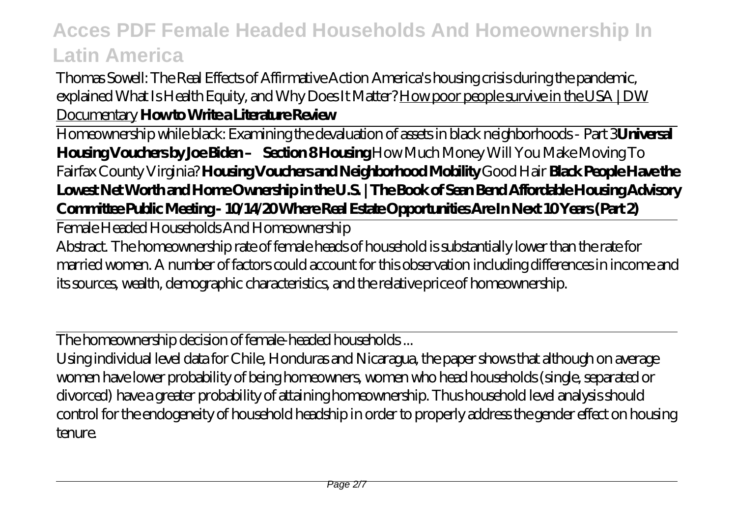*Thomas Sowell: The Real Effects of Affirmative Action America's housing crisis during the pandemic, explained What Is Health Equity, and Why Does It Matter?* How poor people survive in the USA | DW Documentary **How to Write a Literature Review**

Homeownership while black: Examining the devaluation of assets in black neighborhoods - Part 3**Universal Housing Vouchers by Joe Biden – Section 8 Housing** *How Much Money Will You Make Moving To Fairfax County Virginia?* **Housing Vouchers and Neighborhood Mobility** *Good Hair* **Black People Have the Lowest Net Worth and Home Ownership in the U.S. | The Book of Sean Bend Affordable Housing Advisory Committee Public Meeting - 10/14/20 Where Real Estate Opportunities Are In Next 10 Years (Part 2)**

Female Headed Households And Homeownership

Abstract. The homeownership rate of female heads of household is substantially lower than the rate for married women. A number of factors could account for this observation including differences in income and its sources, wealth, demographic characteristics, and the relative price of homeownership.

The homeownership decision of female-headed households ...

Using individual level data for Chile, Honduras and Nicaragua, the paper shows that although on average women have lower probability of being homeowners, women who head households (single, separated or divorced) have a greater probability of attaining homeownership. Thus household level analysis should control for the endogeneity of household headship in order to properly address the gender effect on housing tenure.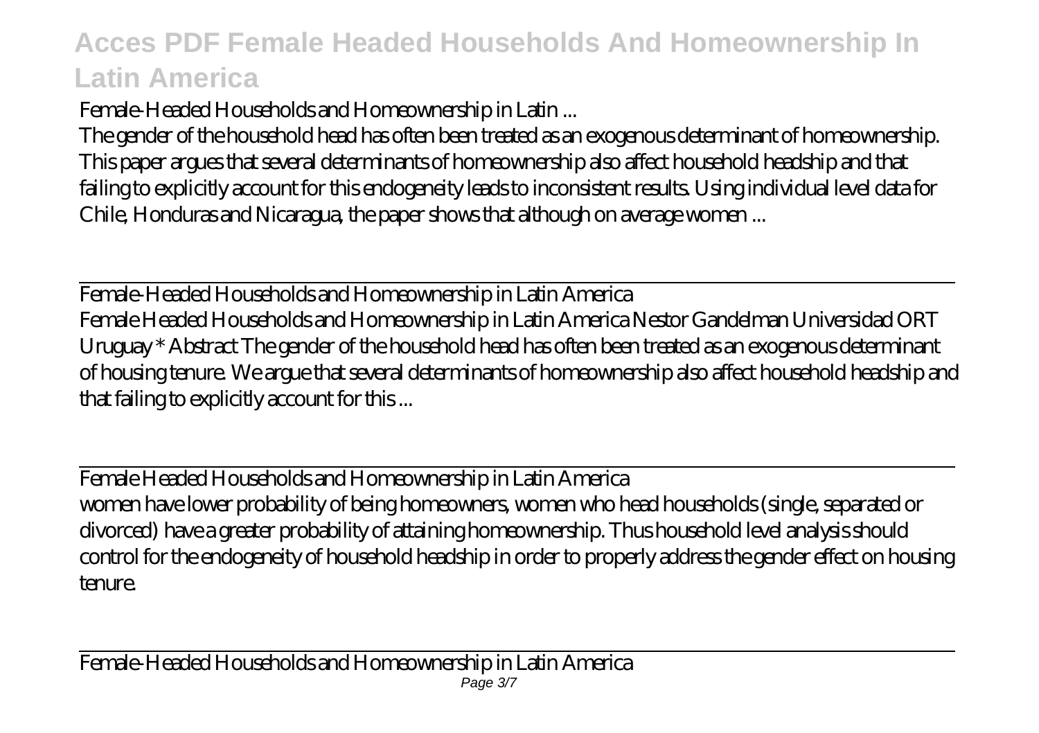Female-Headed Households and Homeownership in Latin ...

The gender of the household head has often been treated as an exogenous determinant of homeownership. This paper argues that several determinants of homeownership also affect household headship and that failing to explicitly account for this endogeneity leads to inconsistent results. Using individual level data for Chile, Honduras and Nicaragua, the paper shows that although on average women ...

## Female-Headed Households and Homeownership in Latin America

Female Headed Households and Homeownership in Latin America Nestor Gandelman Universidad ORT Uruguay * Abstract The gender of the household head has often been treated as an exogenous determinant of housing tenure. We argue that several determinants of homeownership also affect household headship and that failing to explicitly account for this ...

## Female Headed Households and Homeownership in Latin America

women have lower probability of being homeowners, women who head households (single, separated or divorced) have a greater probability of attaining homeownership. Thus household level analysis should control for the endogeneity of household headship in order to properly address the gender effect on housing tenure.

## Female-Headed Households and Homeownership in Latin America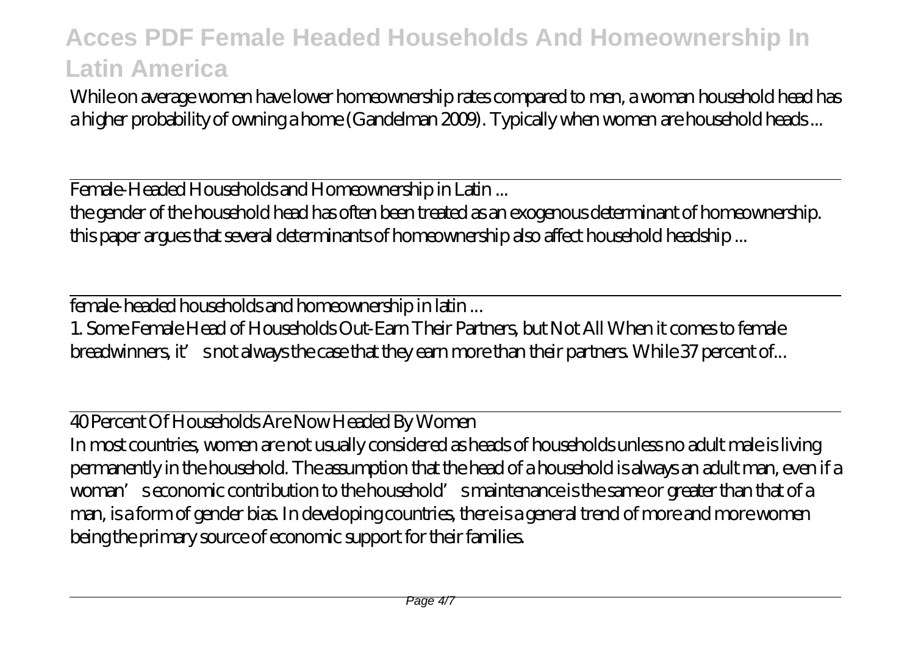While on average women have lower homeownership rates compared to men, a woman household head has a higher probability of owning a home (Gandelman 2009). Typically when women are household heads ...

Female-Headed Households and Homeownership in Latin ...

the gender of the household head has often been treated as an exogenous determinant of homeownership. this paper argues that several determinants of homeownership also affect household headship ...

female-headed households and homeownership in latin ...

1. Some Female Head of Households Out-Earn Their Partners, but Not All When it comes to female breadwinners, it's not always the case that they earn more than their partners. While 37 percent of...

40 Percent Of Households Are Now Headed By Women

In most countries, women are not usually considered as heads of households unless no adult male is living permanently in the household. The assumption that the head of a household is always an adult man, even if a woman's economic contribution to the household's maintenance is the same or greater than that of a man, is a form of gender bias. In developing countries, there is a general trend of more and more women being the primary source of economic support for their families.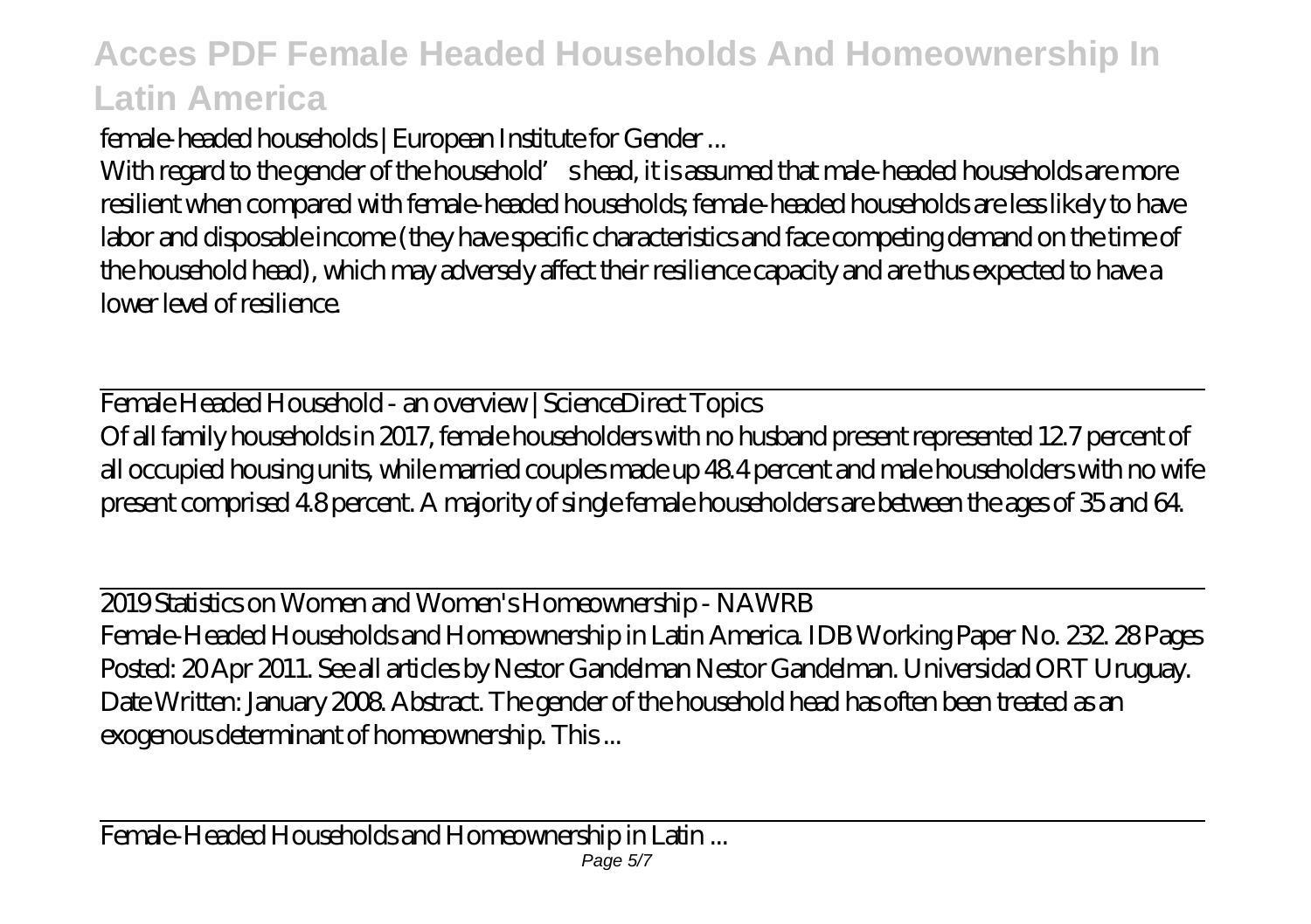female-headed households | European Institute for Gender ...

With regard to the gender of the household's head, it is assumed that male-headed households are more resilient when compared with female-headed households; female-headed households are less likely to have labor and disposable income (they have specific characteristics and face competing demand on the time of the household head), which may adversely affect their resilience capacity and are thus expected to have a lower level of resilience.

## Female Headed Household - an overview | ScienceDirect Topics

Of all family households in 2017, female householders with no husband present represented 12.7 percent of all occupied housing units, while married couples made up 48.4 percent and male householders with no wife present comprised 4.8 percent. A majority of single female householders are between the ages of 35 and 64.

## 2019 Statistics on Women and Women's Homeownership - NAWRB

Female-Headed Households and Homeownership in Latin America. IDB Working Paper No. 232. 28 Pages Posted: 20 Apr 2011. See all articles by Nestor Gandelman Nestor Gandelman. Universidad ORT Uruguay. Date Written: January 2008. Abstract. The gender of the household head has often been treated as an exogenous determinant of homeownership. This ...

## Female-Headed Households and Homeownership in Latin ...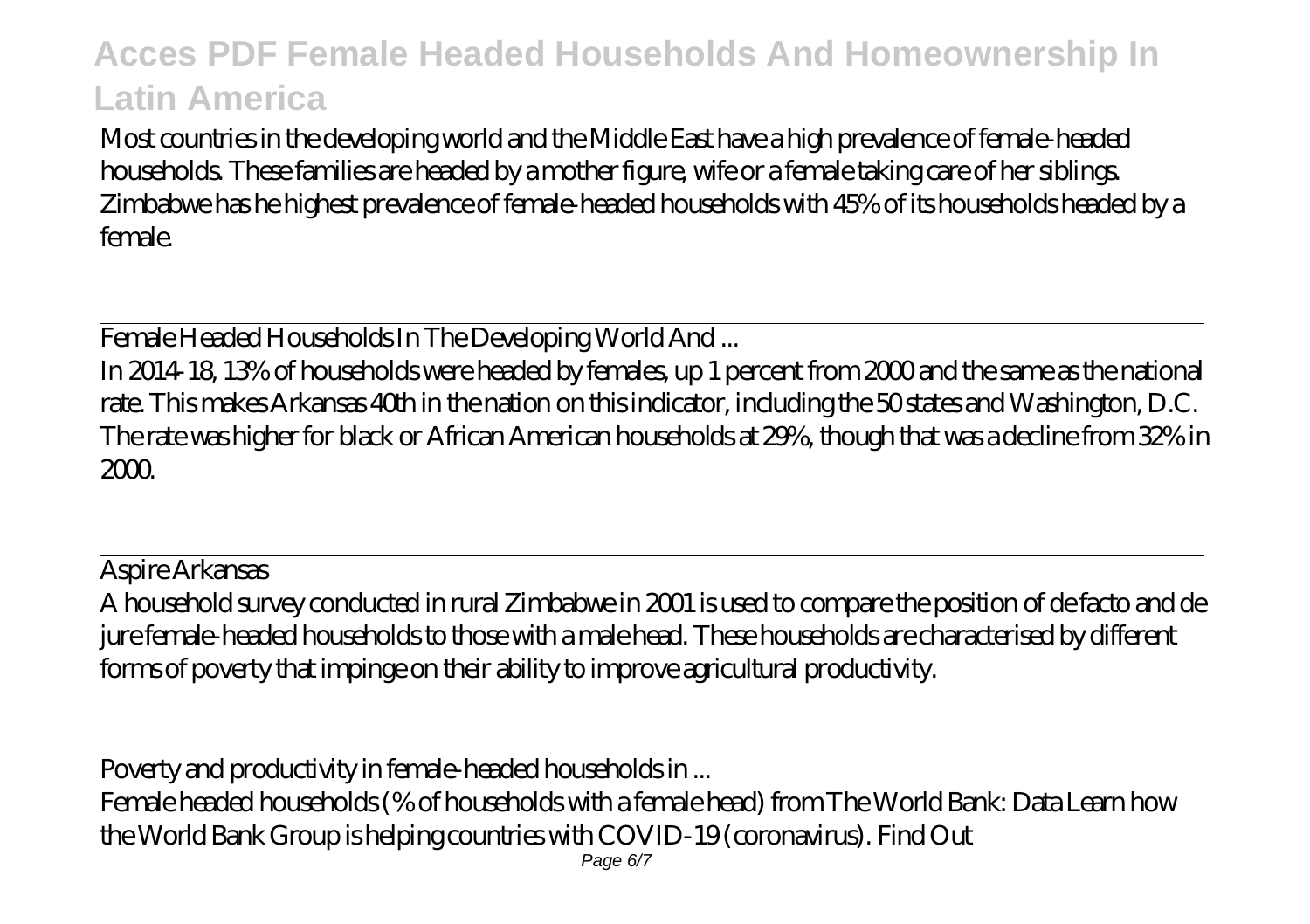Most countries in the developing world and the Middle East have a high prevalence of female-headed households. These families are headed by a mother figure, wife or a female taking care of her siblings. Zimbabwe has he highest prevalence of female-headed households with 45% of its households headed by a female.

Female Headed Households In The Developing World And ...

In 2014-18, 13% of households were headed by females, up 1 percent from 2000 and the same as the national rate. This makes Arkansas 40th in the nation on this indicator, including the 50 states and Washington, D.C. The rate was higher for black or African American households at 29%, though that was a decline from 32% in 2000.

Aspire Arkansas

A household survey conducted in rural Zimbabwe in 2001 is used to compare the position of de facto and de jure female-headed households to those with a male head. These households are characterised by different forms of poverty that impinge on their ability to improve agricultural productivity.

Poverty and productivity in female-headed households in ...

Female headed households (% of households with a female head) from The World Bank: Data Learn how the World Bank Group is helping countries with COVID-19 (coronavirus). Find Out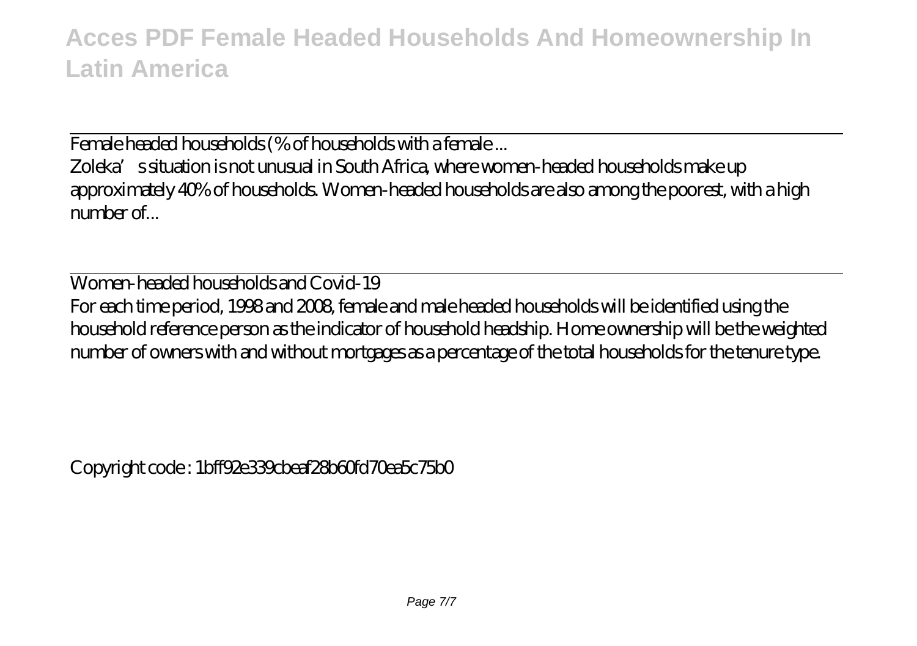Female headed households (% of households with a female ...

Zoleka's situation is not unusual in South Africa, where women-headed households make up approximately 40% of households. Women-headed households are also among the poorest, with a high number of...

Women-headed households and Covid-19

For each time period, 1998 and 2008, female and male headed households will be identified using the household reference person as the indicator of household headship. Home ownership will be the weighted number of owners with and without mortgages as a percentage of the total households for the tenure type.

Copyright code : 1bff92e339cbeaf28b60fd70ea5c75b0